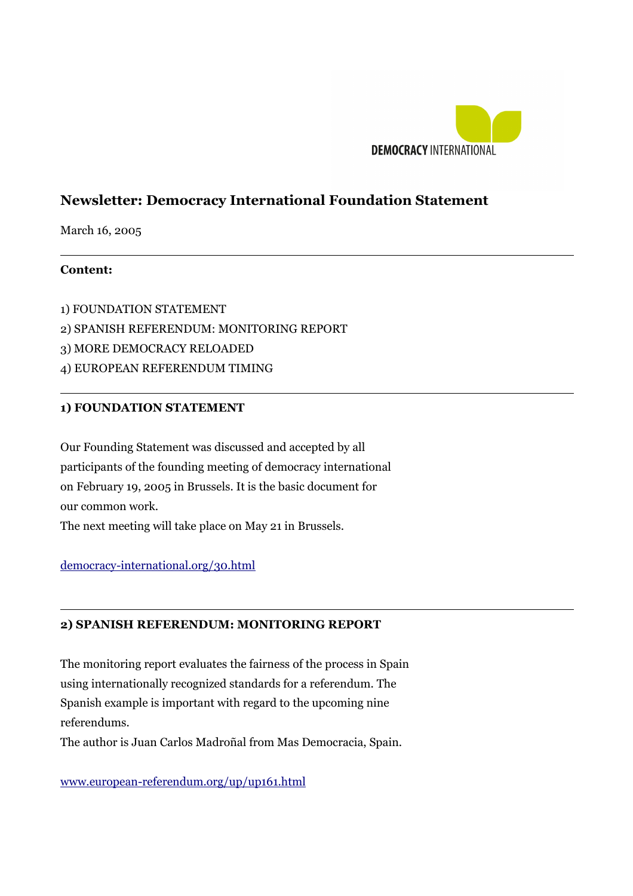DEMOCRACY INTERNATIONAL

# Newsletter: Democracy International Foundation Statement

March 16, 2005

---

**Content:**

1) FOUNDATION STATEMENT
2) SPANISH REFERENDUM: MONITORING REPORT
3) MORE DEMOCRACY RELOADED
4) EUROPEAN REFERENDUM TIMING

---

## 1) FOUNDATION STATEMENT

Our Founding Statement was discussed and accepted by all participants of the founding meeting of democracy international on February 19, 2005 in Brussels. It is the basic document for our common work.
The next meeting will take place on May 21 in Brussels.

democracy-international.org/30.html

---

## 2) SPANISH REFERENDUM: MONITORING REPORT

The monitoring report evaluates the fairness of the process in Spain using internationally recognized standards for a referendum. The Spanish example is important with regard to the upcoming nine referendums.
The author is Juan Carlos Madroñal from Mas Democracia, Spain.

www.european-referendum.org/up/up161.html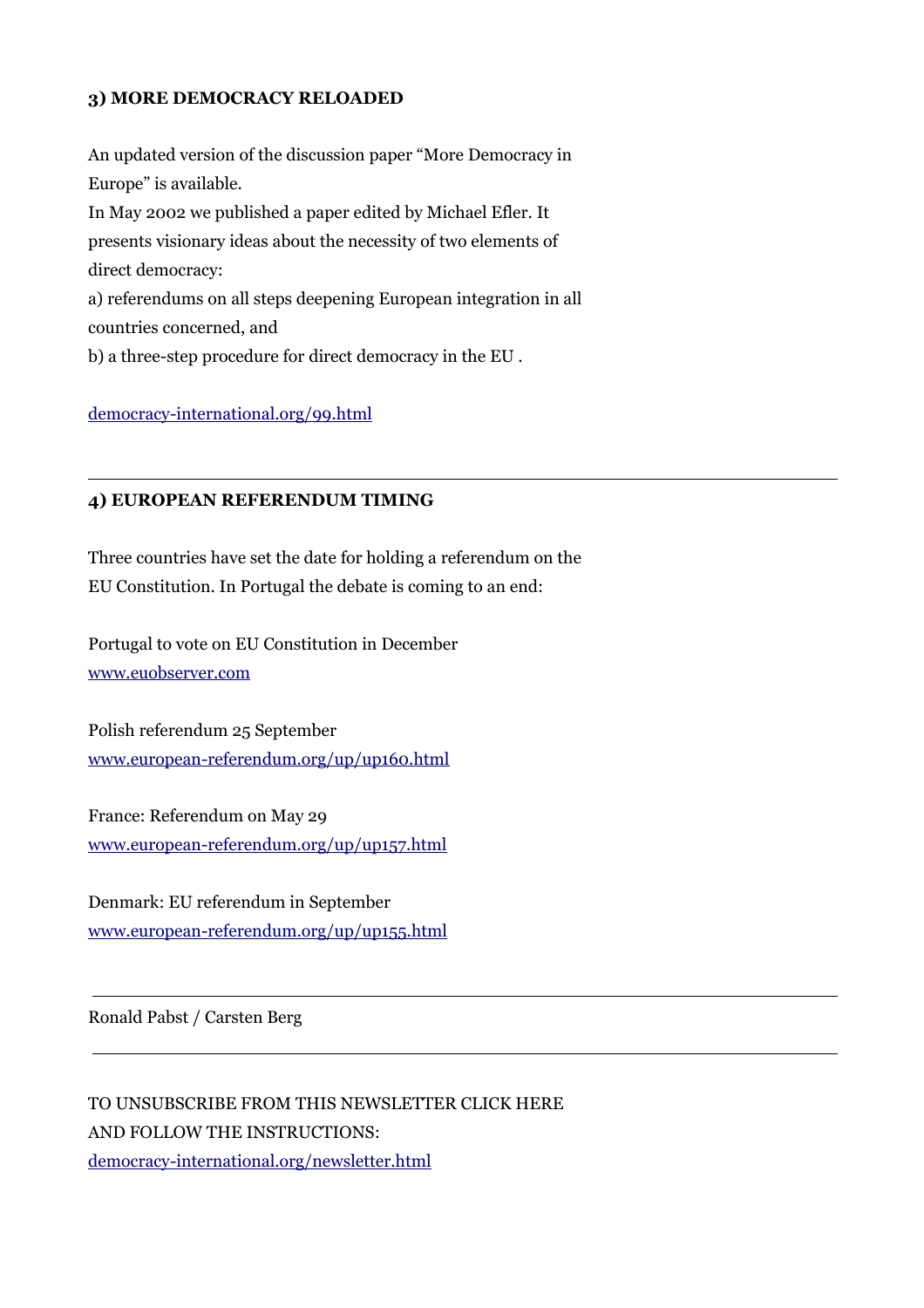### 3) MORE DEMOCRACY RELOADED

An updated version of the discussion paper "More Democracy in Europe" is available.
In May 2002 we published a paper edited by Michael Efler. It presents visionary ideas about the necessity of two elements of direct democracy:
a) referendums on all steps deepening European integration in all countries concerned, and
b) a three-step procedure for direct democracy in the EU .

democracy-international.org/99.html

---

### 4) EUROPEAN REFERENDUM TIMING

Three countries have set the date for holding a referendum on the EU Constitution. In Portugal the debate is coming to an end:

Portugal to vote on EU Constitution in December
www.euobserver.com

Polish referendum 25 September
www.european-referendum.org/up/up160.html

France: Referendum on May 29
www.european-referendum.org/up/up157.html

Denmark: EU referendum in September
www.european-referendum.org/up/up155.html

---

Ronald Pabst / Carsten Berg

---

TO UNSUBSCRIBE FROM THIS NEWSLETTER CLICK HERE AND FOLLOW THE INSTRUCTIONS:
democracy-international.org/newsletter.html